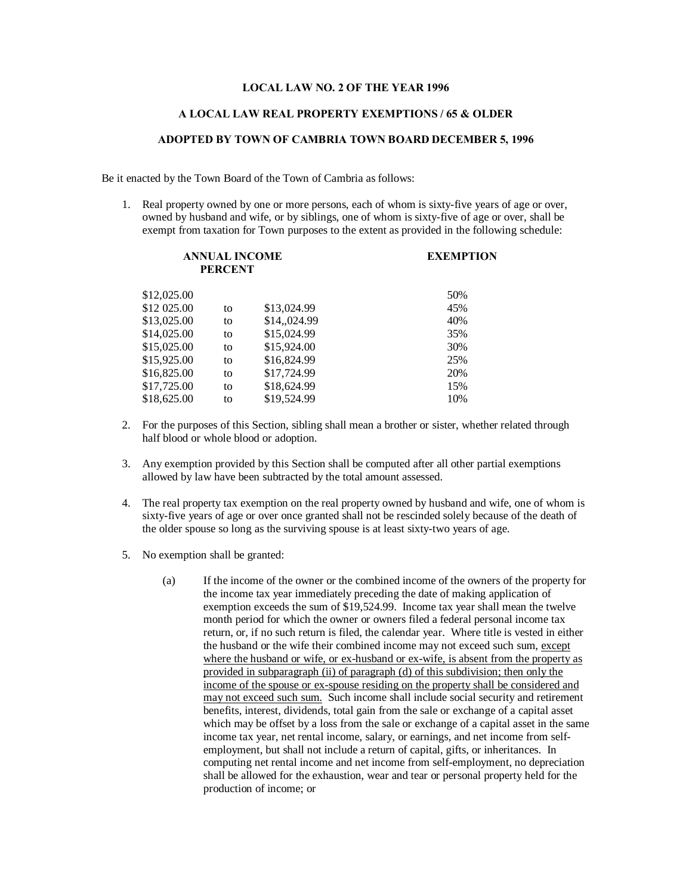**LOCAL LAW NO. 2 OF THE YEAR 1996**

**A LOCAL LAW REAL PROPERTY EXEMPTIONS / 65 & OLDER**

**ADOPTED BY TOWN OF CAMBRIA TOWN BOARD DECEMBER 5, 1996**

Be it enacted by the Town Board of the Town of Cambria as follows:

1. Real property owned by one or more persons, each of whom is sixty-five years of age or over, owned by husband and wife, or by siblings, one of whom is sixty-five of age or over, shall be exempt from taxation for Town purposes to the extent as provided in the following schedule:

| ANNUAL INCOME | | | EXEMPTION PERCENT |
|---|---|---|---|
| $12,025.00 | | | 50% |
| $12 025.00 | to | $13,024.99 | 45% |
| $13,025.00 | to | $14,,024.99 | 40% |
| $14,025.00 | to | $15,024.99 | 35% |
| $15,025.00 | to | $15,924.00 | 30% |
| $15,925.00 | to | $16,824.99 | 25% |
| $16,825.00 | to | $17,724.99 | 20% |
| $17,725.00 | to | $18,624.99 | 15% |
| $18,625.00 | to | $19,524.99 | 10% |

2. For the purposes of this Section, sibling shall mean a brother or sister, whether related through half blood or whole blood or adoption.

3. Any exemption provided by this Section shall be computed after all other partial exemptions allowed by law have been subtracted by the total amount assessed.

4. The real property tax exemption on the real property owned by husband and wife, one of whom is sixty-five years of age or over once granted shall not be rescinded solely because of the death of the older spouse so long as the surviving spouse is at least sixty-two years of age.

5. No exemption shall be granted:

   (a) If the income of the owner or the combined income of the owners of the property for the income tax year immediately preceding the date of making application of exemption exceeds the sum of $19,524.99. Income tax year shall mean the twelve month period for which the owner or owners filed a federal personal income tax return, or, if no such return is filed, the calendar year. Where title is vested in either the husband or the wife their combined income may not exceed such sum, <u>except where the husband or wife, or ex-husband or ex-wife, is absent from the property as provided in subparagraph (ii) of paragraph (d) of this subdivision; then only the income of the spouse or ex-spouse residing on the property shall be considered and may not exceed such sum.</u> Such income shall include social security and retirement benefits, interest, dividends, total gain from the sale or exchange of a capital asset which may be offset by a loss from the sale or exchange of a capital asset in the same income tax year, net rental income, salary, or earnings, and net income from self-employment, but shall not include a return of capital, gifts, or inheritances. In computing net rental income and net income from self-employment, no depreciation shall be allowed for the exhaustion, wear and tear or personal property held for the production of income; or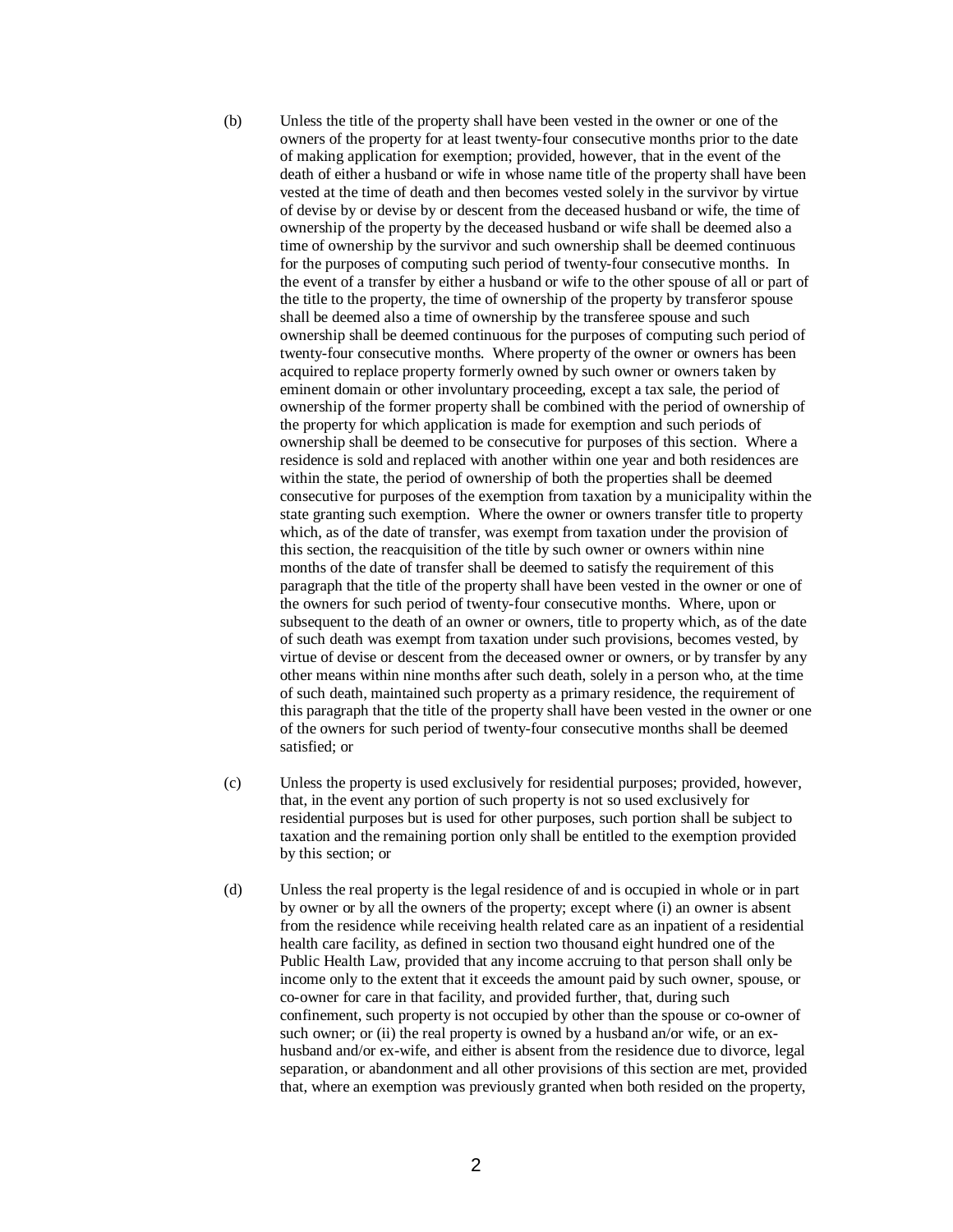(b) Unless the title of the property shall have been vested in the owner or one of the owners of the property for at least twenty-four consecutive months prior to the date of making application for exemption; provided, however, that in the event of the death of either a husband or wife in whose name title of the property shall have been vested at the time of death and then becomes vested solely in the survivor by virtue of devise by or devise by or descent from the deceased husband or wife, the time of ownership of the property by the deceased husband or wife shall be deemed also a time of ownership by the survivor and such ownership shall be deemed continuous for the purposes of computing such period of twenty-four consecutive months. In the event of a transfer by either a husband or wife to the other spouse of all or part of the title to the property, the time of ownership of the property by transferor spouse shall be deemed also a time of ownership by the transferee spouse and such ownership shall be deemed continuous for the purposes of computing such period of twenty-four consecutive months. Where property of the owner or owners has been acquired to replace property formerly owned by such owner or owners taken by eminent domain or other involuntary proceeding, except a tax sale, the period of ownership of the former property shall be combined with the period of ownership of the property for which application is made for exemption and such periods of ownership shall be deemed to be consecutive for purposes of this section. Where a residence is sold and replaced with another within one year and both residences are within the state, the period of ownership of both the properties shall be deemed consecutive for purposes of the exemption from taxation by a municipality within the state granting such exemption. Where the owner or owners transfer title to property which, as of the date of transfer, was exempt from taxation under the provision of this section, the reacquisition of the title by such owner or owners within nine months of the date of transfer shall be deemed to satisfy the requirement of this paragraph that the title of the property shall have been vested in the owner or one of the owners for such period of twenty-four consecutive months. Where, upon or subsequent to the death of an owner or owners, title to property which, as of the date of such death was exempt from taxation under such provisions, becomes vested, by virtue of devise or descent from the deceased owner or owners, or by transfer by any other means within nine months after such death, solely in a person who, at the time of such death, maintained such property as a primary residence, the requirement of this paragraph that the title of the property shall have been vested in the owner or one of the owners for such period of twenty-four consecutive months shall be deemed satisfied; or

(c) Unless the property is used exclusively for residential purposes; provided, however, that, in the event any portion of such property is not so used exclusively for residential purposes but is used for other purposes, such portion shall be subject to taxation and the remaining portion only shall be entitled to the exemption provided by this section; or

(d) Unless the real property is the legal residence of and is occupied in whole or in part by owner or by all the owners of the property; except where (i) an owner is absent from the residence while receiving health related care as an inpatient of a residential health care facility, as defined in section two thousand eight hundred one of the Public Health Law, provided that any income accruing to that person shall only be income only to the extent that it exceeds the amount paid by such owner, spouse, or co-owner for care in that facility, and provided further, that, during such confinement, such property is not occupied by other than the spouse or co-owner of such owner; or (ii) the real property is owned by a husband an/or wife, or an ex-husband and/or ex-wife, and either is absent from the residence due to divorce, legal separation, or abandonment and all other provisions of this section are met, provided that, where an exemption was previously granted when both resided on the property,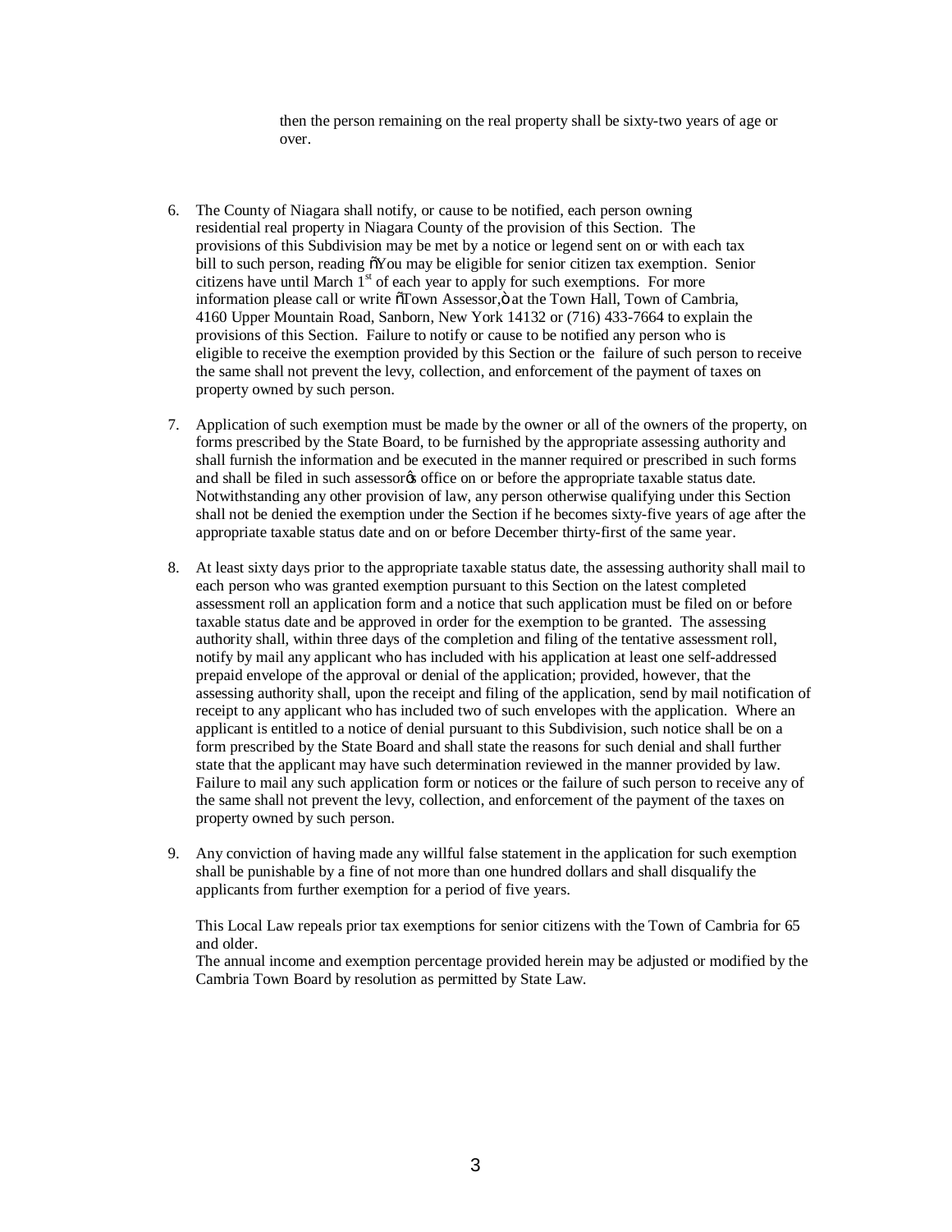then the person remaining on the real property shall be sixty-two years of age or over.

6. The County of Niagara shall notify, or cause to be notified, each person owning residential real property in Niagara County of the provision of this Section. The provisions of this Subdivision may be met by a notice or legend sent on or with each tax bill to such person, reading "You may be eligible for senior citizen tax exemption. Senior citizens have until March 1st of each year to apply for such exemptions. For more information please call or write "Town Assessor," at the Town Hall, Town of Cambria, 4160 Upper Mountain Road, Sanborn, New York 14132 or (716) 433-7664 to explain the provisions of this Section. Failure to notify or cause to be notified any person who is eligible to receive the exemption provided by this Section or the failure of such person to receive the same shall not prevent the levy, collection, and enforcement of the payment of taxes on property owned by such person.

7. Application of such exemption must be made by the owner or all of the owners of the property, on forms prescribed by the State Board, to be furnished by the appropriate assessing authority and shall furnish the information and be executed in the manner required or prescribed in such forms and shall be filed in such assessor's office on or before the appropriate taxable status date. Notwithstanding any other provision of law, any person otherwise qualifying under this Section shall not be denied the exemption under the Section if he becomes sixty-five years of age after the appropriate taxable status date and on or before December thirty-first of the same year.

8. At least sixty days prior to the appropriate taxable status date, the assessing authority shall mail to each person who was granted exemption pursuant to this Section on the latest completed assessment roll an application form and a notice that such application must be filed on or before taxable status date and be approved in order for the exemption to be granted. The assessing authority shall, within three days of the completion and filing of the tentative assessment roll, notify by mail any applicant who has included with his application at least one self-addressed prepaid envelope of the approval or denial of the application; provided, however, that the assessing authority shall, upon the receipt and filing of the application, send by mail notification of receipt to any applicant who has included two of such envelopes with the application. Where an applicant is entitled to a notice of denial pursuant to this Subdivision, such notice shall be on a form prescribed by the State Board and shall state the reasons for such denial and shall further state that the applicant may have such determination reviewed in the manner provided by law. Failure to mail any such application form or notices or the failure of such person to receive any of the same shall not prevent the levy, collection, and enforcement of the payment of the taxes on property owned by such person.

9. Any conviction of having made any willful false statement in the application for such exemption shall be punishable by a fine of not more than one hundred dollars and shall disqualify the applicants from further exemption for a period of five years.

   This Local Law repeals prior tax exemptions for senior citizens with the Town of Cambria for 65 and older.
   The annual income and exemption percentage provided herein may be adjusted or modified by the Cambria Town Board by resolution as permitted by State Law.